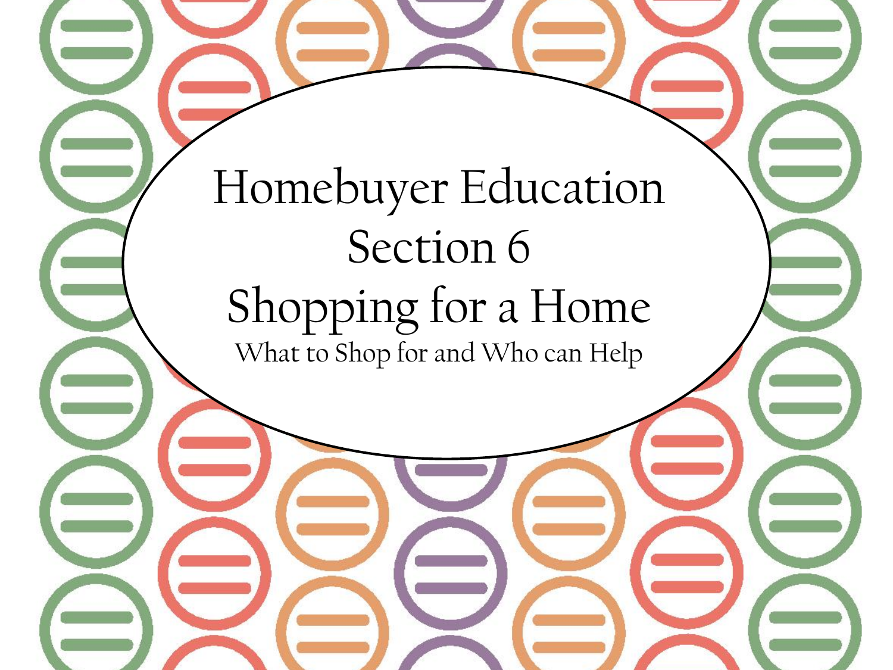# Homebuyer Education
# Section 6
# Shopping for a Home

What to Shop for and Who can Help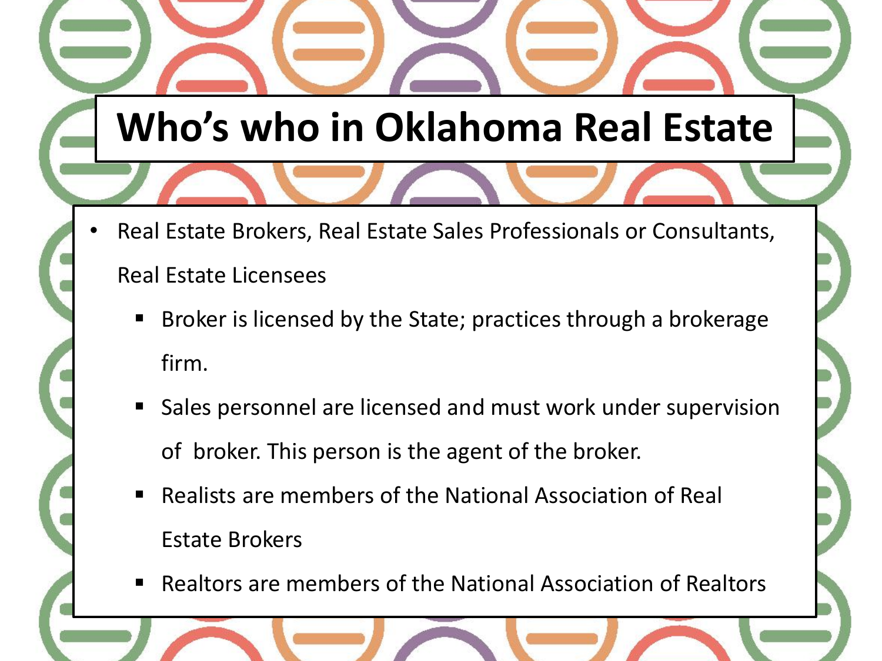# Who's who in Oklahoma Real Estate

- Real Estate Brokers, Real Estate Sales Professionals or Consultants, Real Estate Licensees
  - Broker is licensed by the State; practices through a brokerage firm.
  - Sales personnel are licensed and must work under supervision of broker. This person is the agent of the broker.
  - Realists are members of the National Association of Real Estate Brokers
  - Realtors are members of the National Association of Realtors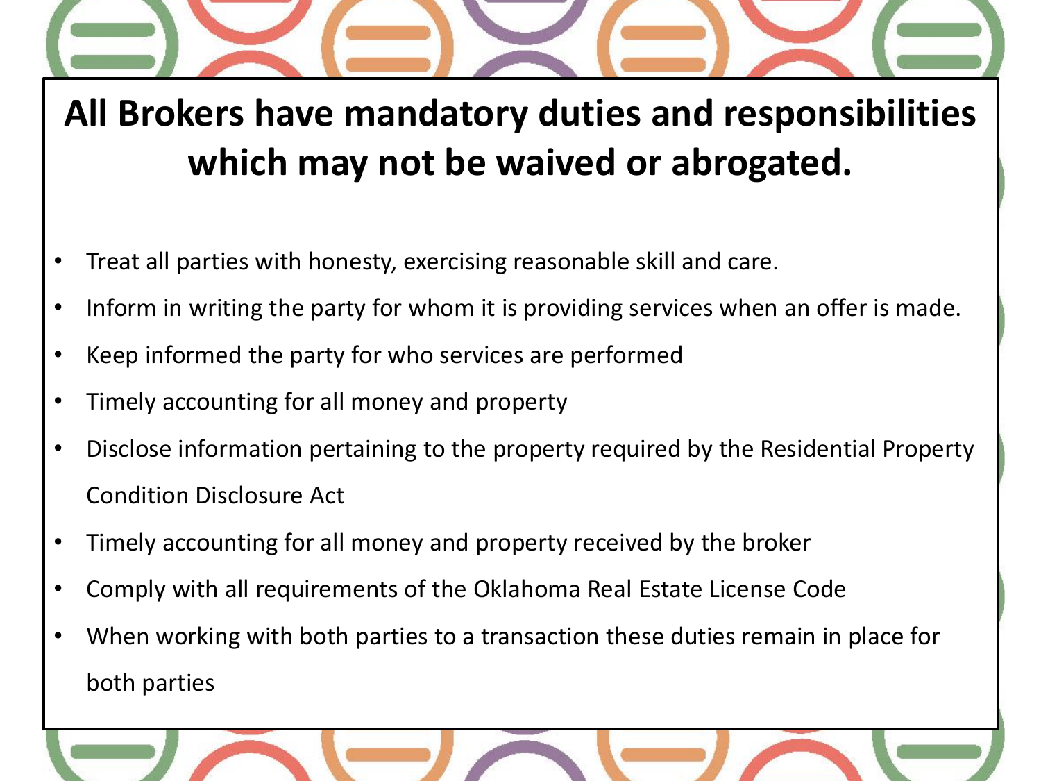# All Brokers have mandatory duties and responsibilities which may not be waived or abrogated.

- Treat all parties with honesty, exercising reasonable skill and care.
- Inform in writing the party for whom it is providing services when an offer is made.
- Keep informed the party for who services are performed
- Timely accounting for all money and property
- Disclose information pertaining to the property required by the Residential Property Condition Disclosure Act
- Timely accounting for all money and property received by the broker
- Comply with all requirements of the Oklahoma Real Estate License Code
- When working with both parties to a transaction these duties remain in place for both parties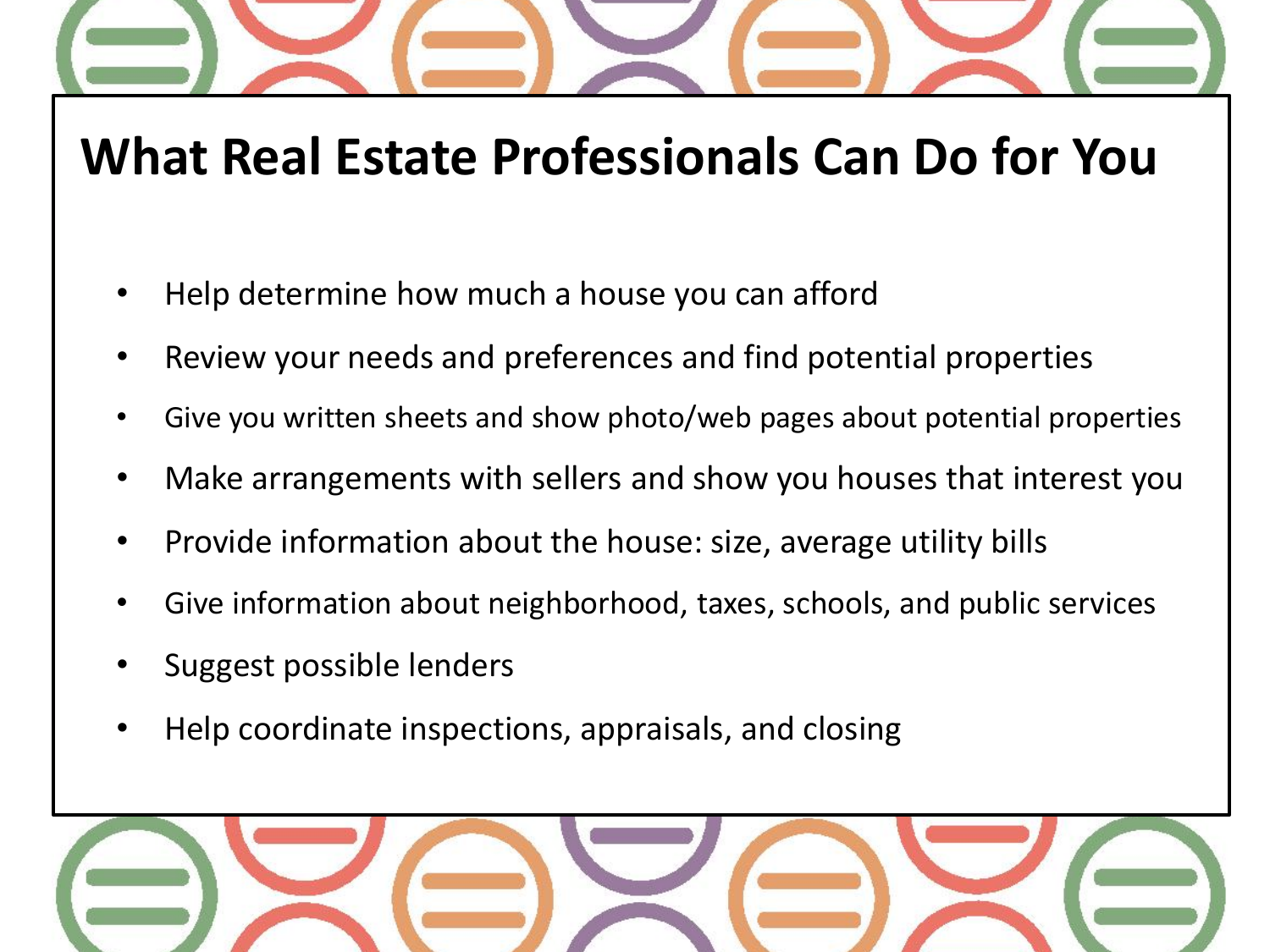# What Real Estate Professionals Can Do for You

- Help determine how much a house you can afford
- Review your needs and preferences and find potential properties
- Give you written sheets and show photo/web pages about potential properties
- Make arrangements with sellers and show you houses that interest you
- Provide information about the house: size, average utility bills
- Give information about neighborhood, taxes, schools, and public services
- Suggest possible lenders
- Help coordinate inspections, appraisals, and closing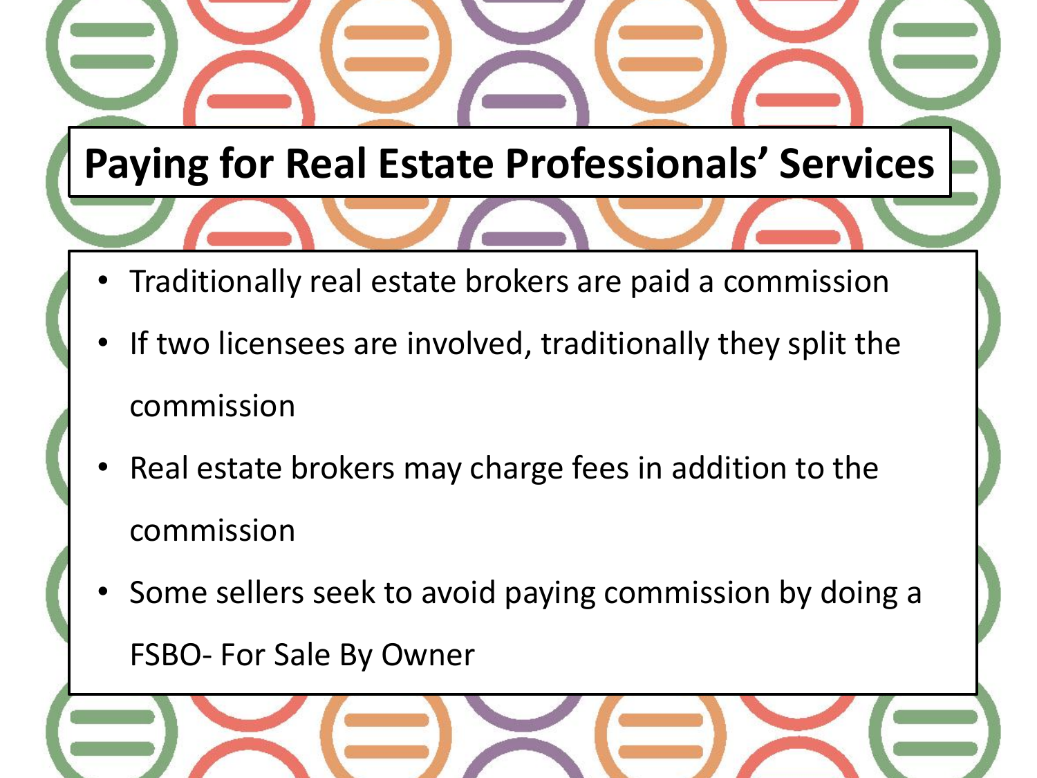# Paying for Real Estate Professionals' Services

- Traditionally real estate brokers are paid a commission
- If two licensees are involved, traditionally they split the commission
- Real estate brokers may charge fees in addition to the commission
- Some sellers seek to avoid paying commission by doing a FSBO- For Sale By Owner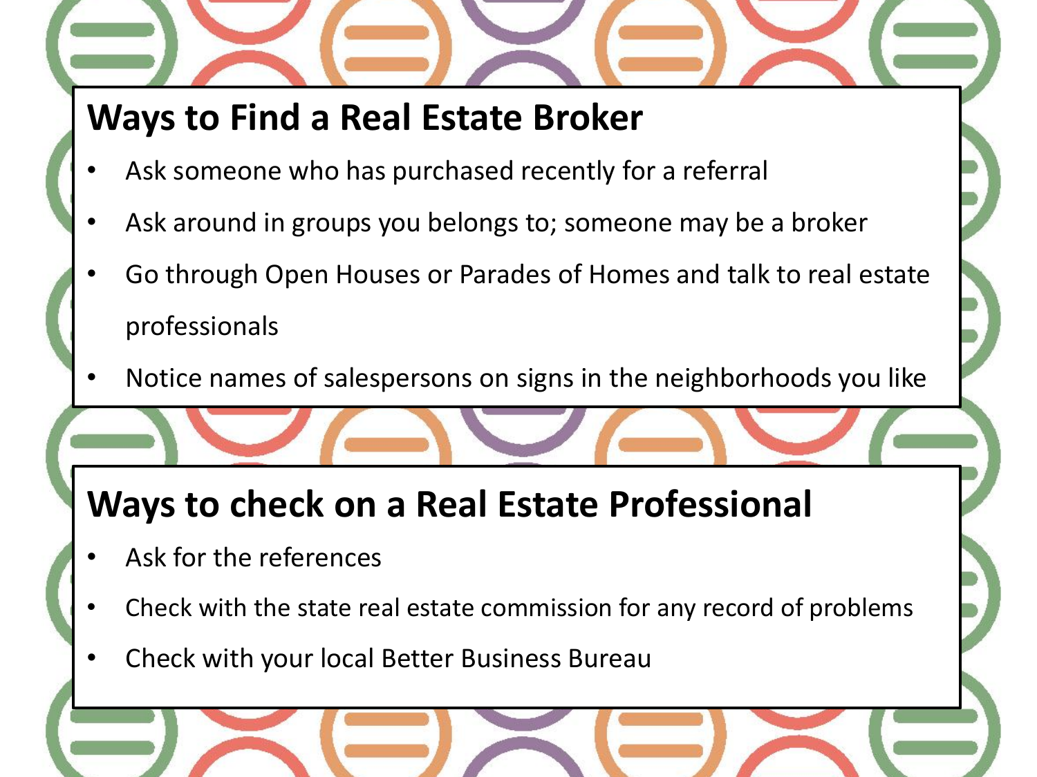## Ways to Find a Real Estate Broker

- Ask someone who has purchased recently for a referral
- Ask around in groups you belongs to; someone may be a broker
- Go through Open Houses or Parades of Homes and talk to real estate professionals
- Notice names of salespersons on signs in the neighborhoods you like

## Ways to check on a Real Estate Professional

- Ask for the references
- Check with the state real estate commission for any record of problems
- Check with your local Better Business Bureau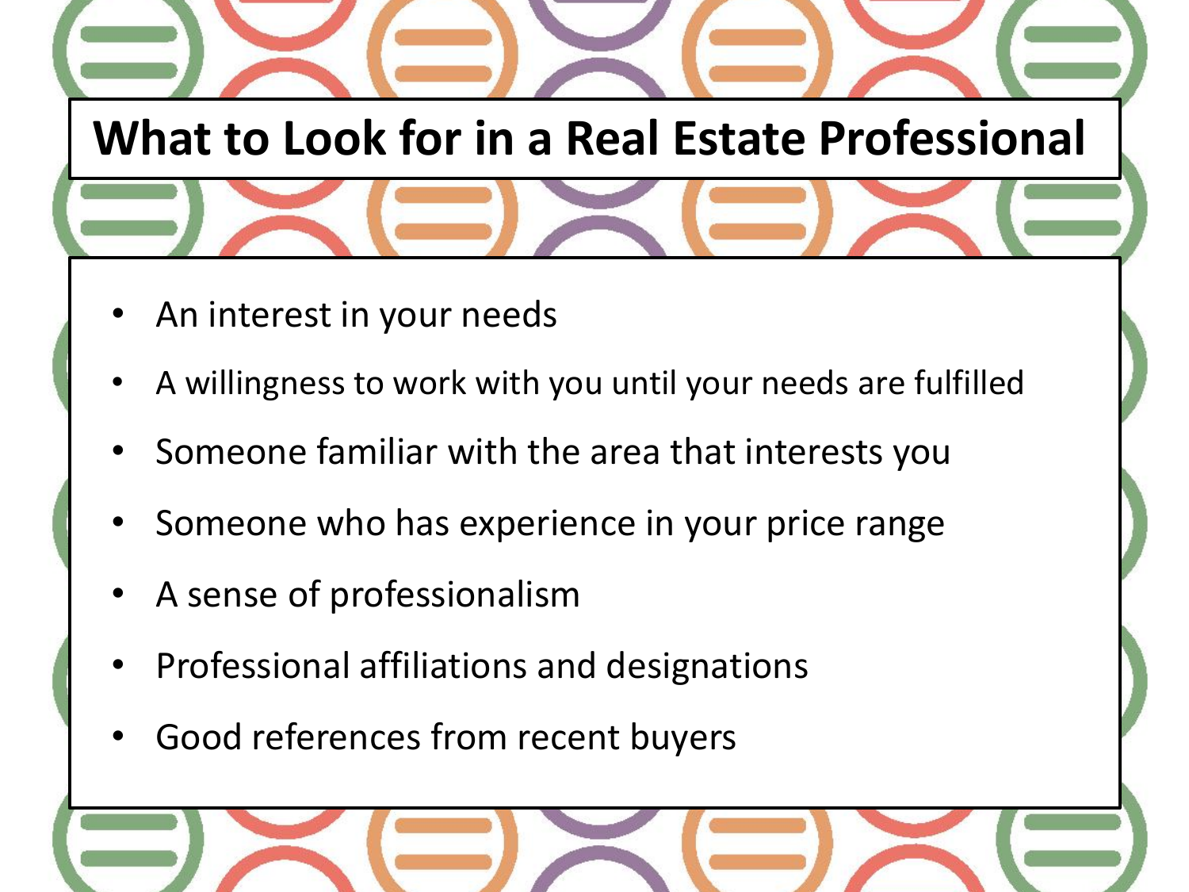# What to Look for in a Real Estate Professional

- An interest in your needs
- A willingness to work with you until your needs are fulfilled
- Someone familiar with the area that interests you
- Someone who has experience in your price range
- A sense of professionalism
- Professional affiliations and designations
- Good references from recent buyers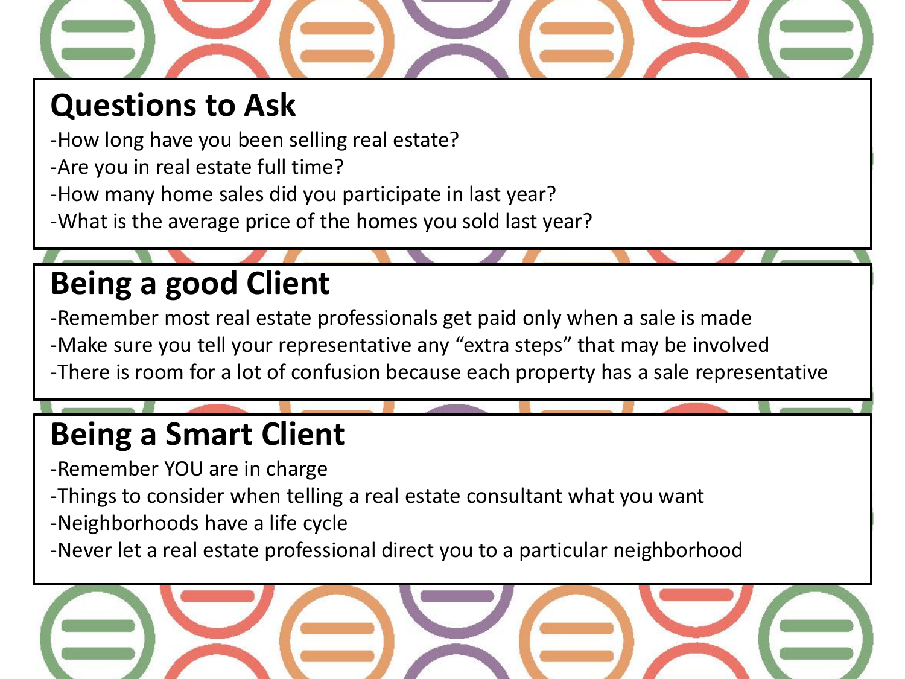## Questions to Ask

-How long have you been selling real estate?
-Are you in real estate full time?
-How many home sales did you participate in last year?
-What is the average price of the homes you sold last year?

## Being a good Client

-Remember most real estate professionals get paid only when a sale is made
-Make sure you tell your representative any “extra steps” that may be involved
-There is room for a lot of confusion because each property has a sale representative

## Being a Smart Client

-Remember YOU are in charge
-Things to consider when telling a real estate consultant what you want
-Neighborhoods have a life cycle
-Never let a real estate professional direct you to a particular neighborhood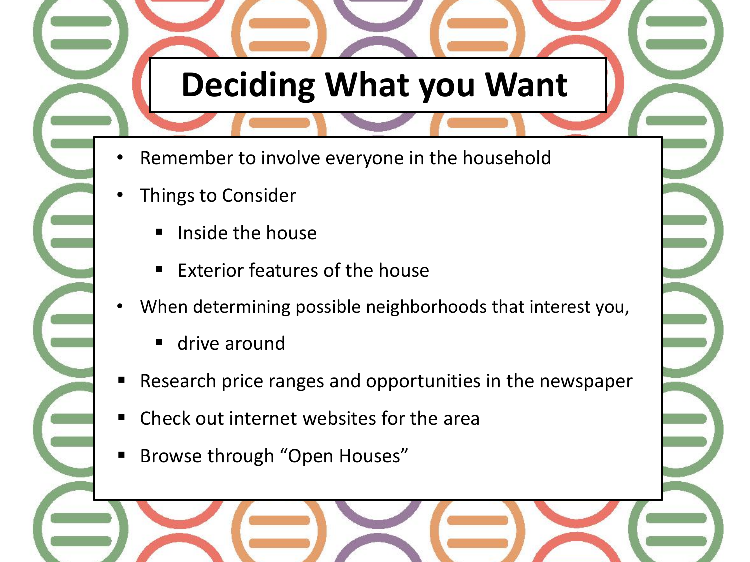# Deciding What you Want

- Remember to involve everyone in the household
- Things to Consider
  - Inside the house
  - Exterior features of the house
- When determining possible neighborhoods that interest you,
  - drive around
- Research price ranges and opportunities in the newspaper
- Check out internet websites for the area
- Browse through "Open Houses"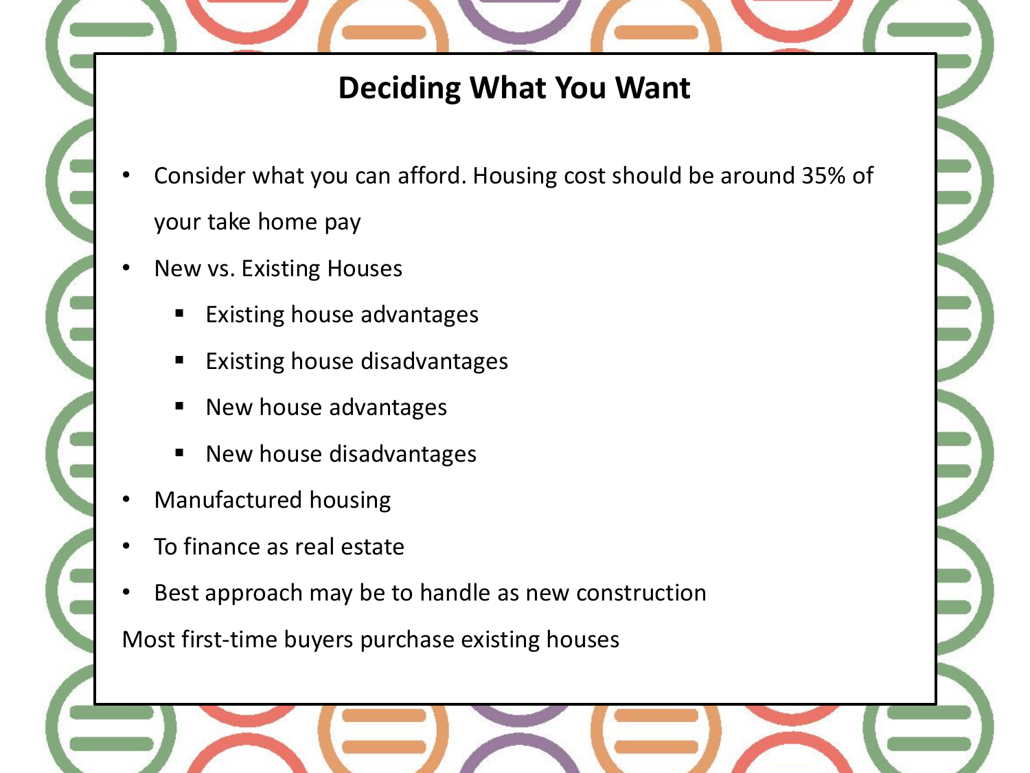# Deciding What You Want

- Consider what you can afford. Housing cost should be around 35% of your take home pay
- New vs. Existing Houses
  - Existing house advantages
  - Existing house disadvantages
  - New house advantages
  - New house disadvantages
- Manufactured housing
- To finance as real estate
- Best approach may be to handle as new construction

Most first-time buyers purchase existing houses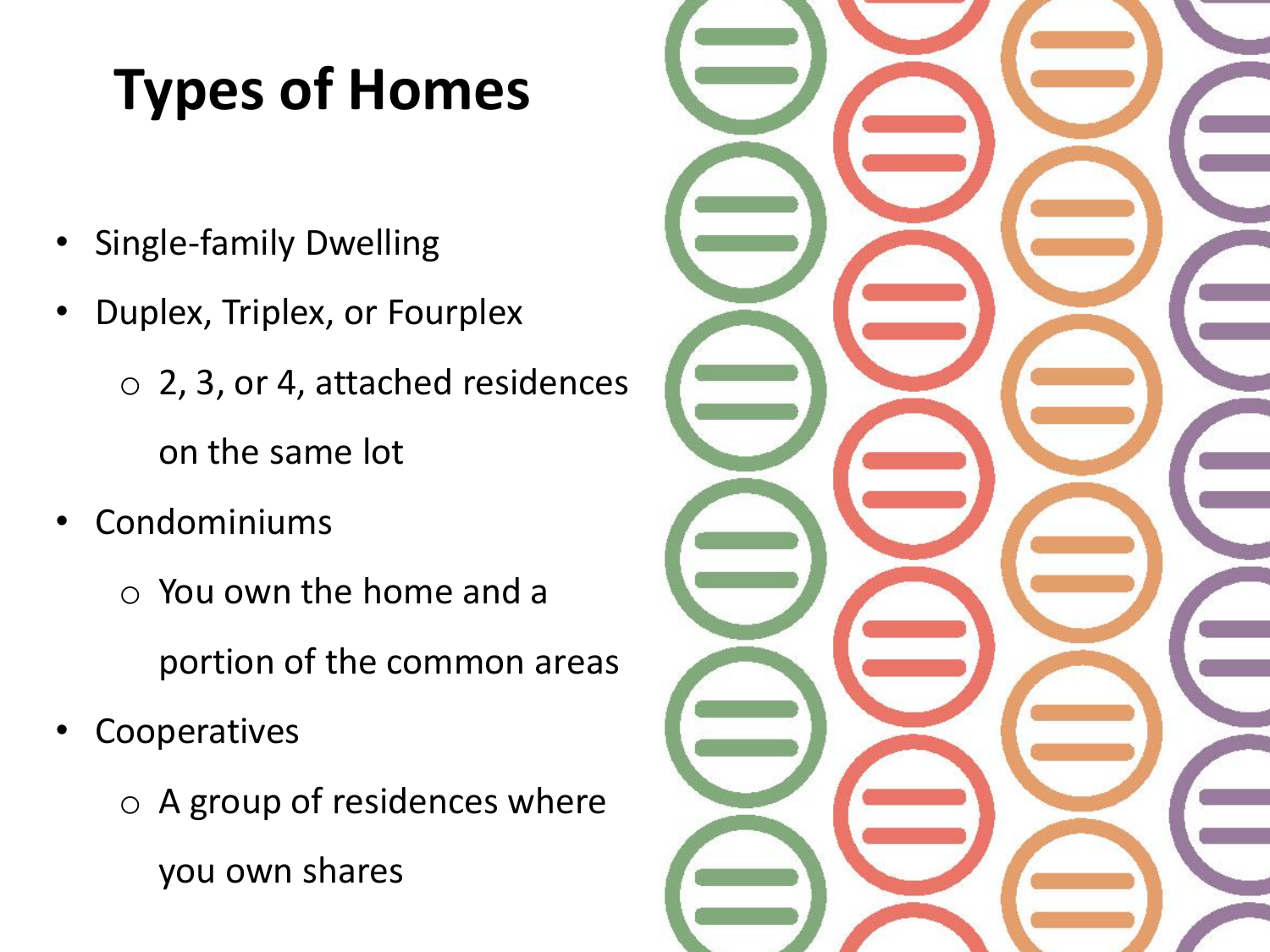# Types of Homes

- Single-family Dwelling
- Duplex, Triplex, or Fourplex
  - 2, 3, or 4, attached residences on the same lot
- Condominiums
  - You own the home and a portion of the common areas
- Cooperatives
  - A group of residences where you own shares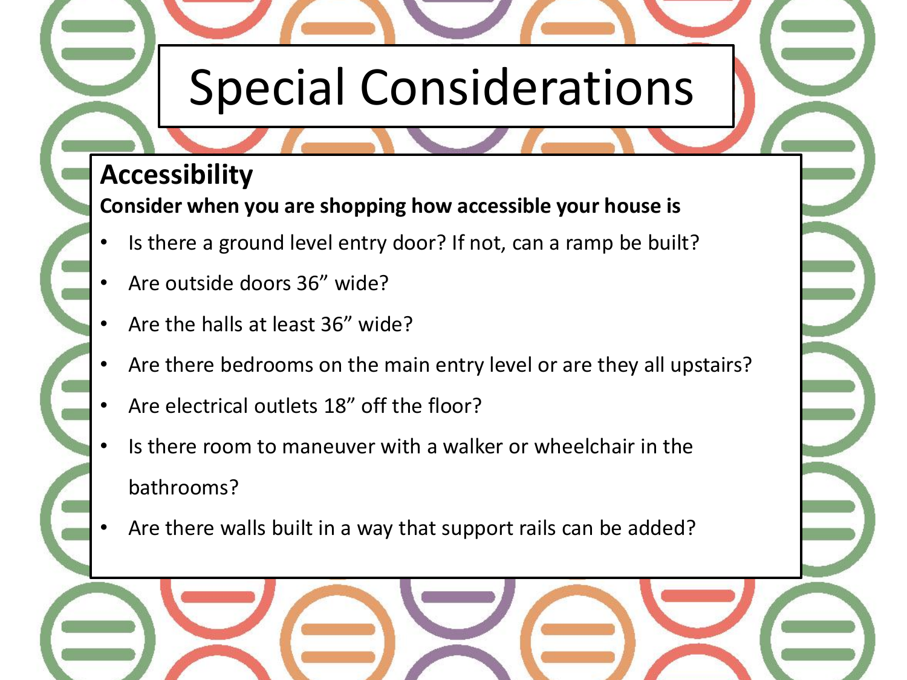# Special Considerations

## Accessibility

**Consider when you are shopping how accessible your house is**

- Is there a ground level entry door? If not, can a ramp be built?
- Are outside doors 36" wide?
- Are the halls at least 36" wide?
- Are there bedrooms on the main entry level or are they all upstairs?
- Are electrical outlets 18" off the floor?
- Is there room to maneuver with a walker or wheelchair in the bathrooms?
- Are there walls built in a way that support rails can be added?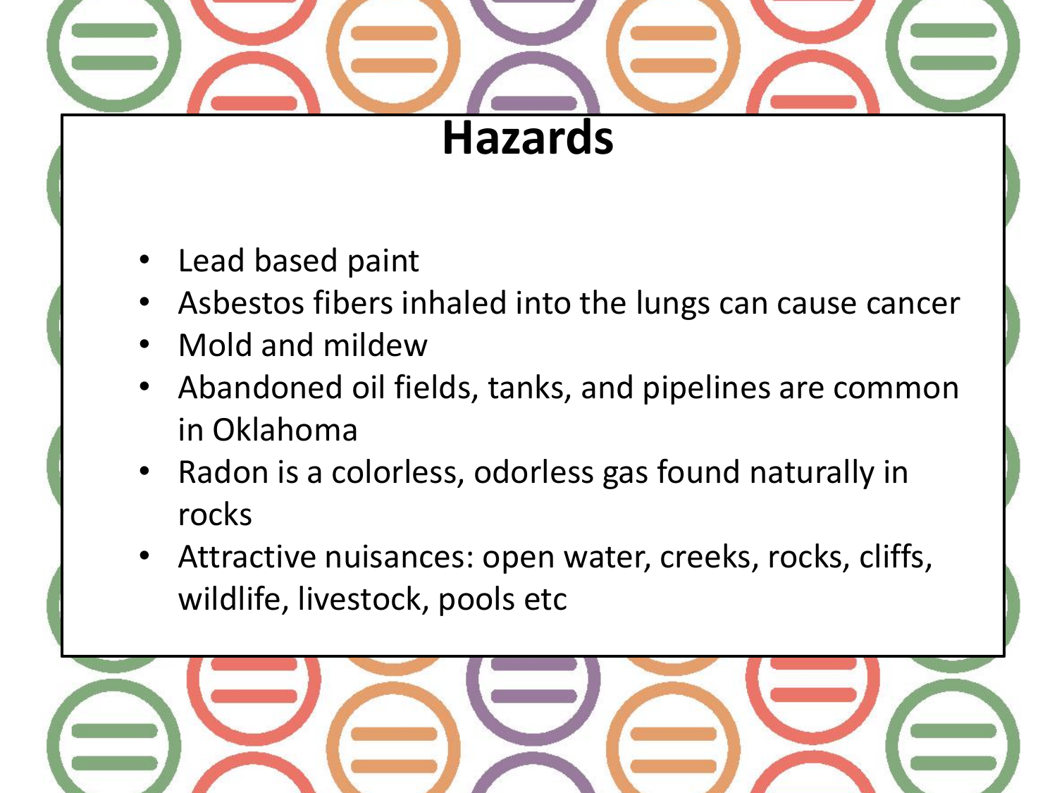# Hazards

- Lead based paint
- Asbestos fibers inhaled into the lungs can cause cancer
- Mold and mildew
- Abandoned oil fields, tanks, and pipelines are common in Oklahoma
- Radon is a colorless, odorless gas found naturally in rocks
- Attractive nuisances: open water, creeks, rocks, cliffs, wildlife, livestock, pools etc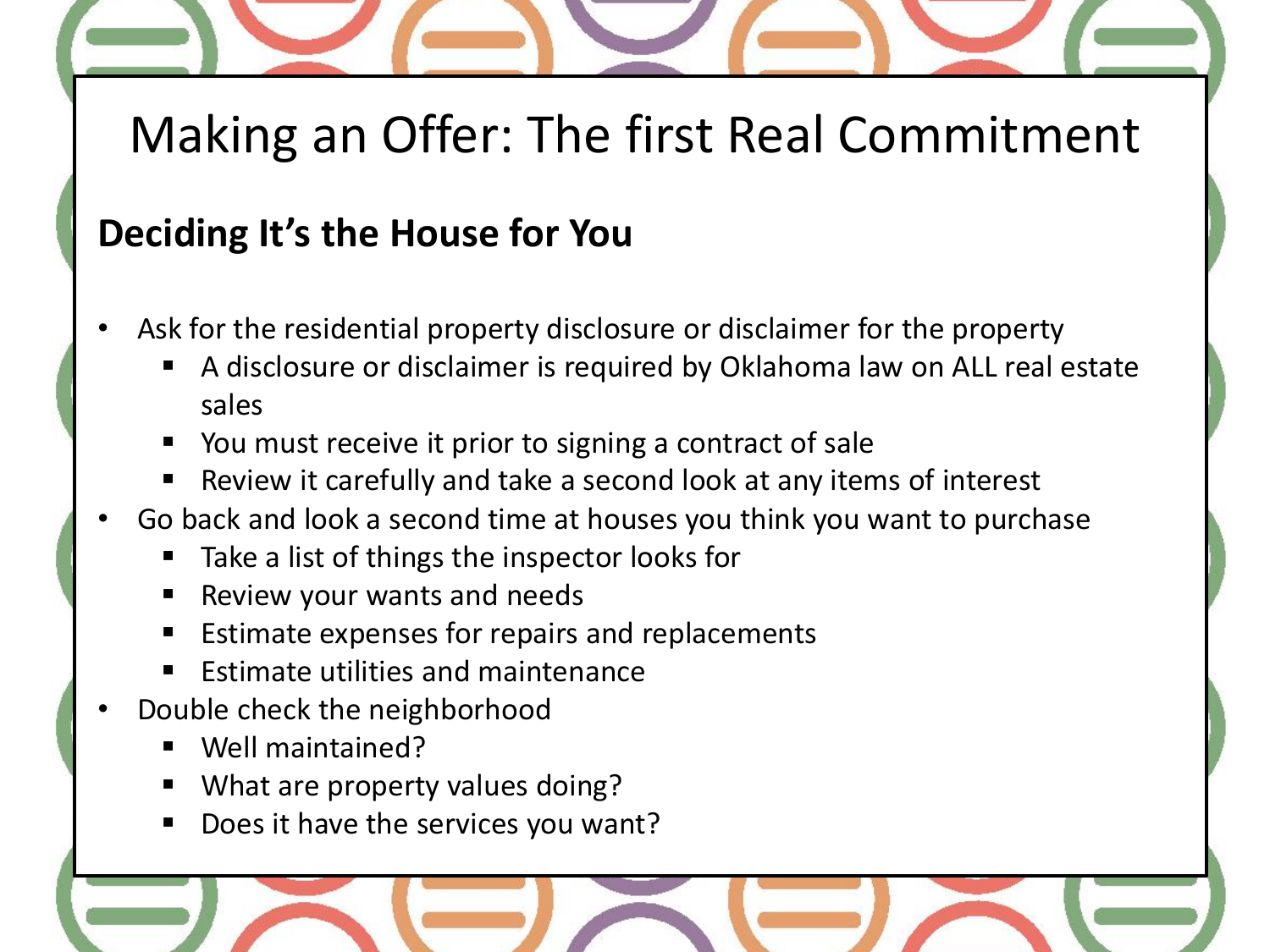# Making an Offer: The first Real Commitment

## Deciding It's the House for You

- Ask for the residential property disclosure or disclaimer for the property
  - A disclosure or disclaimer is required by Oklahoma law on ALL real estate sales
  - You must receive it prior to signing a contract of sale
  - Review it carefully and take a second look at any items of interest
- Go back and look a second time at houses you think you want to purchase
  - Take a list of things the inspector looks for
  - Review your wants and needs
  - Estimate expenses for repairs and replacements
  - Estimate utilities and maintenance
- Double check the neighborhood
  - Well maintained?
  - What are property values doing?
  - Does it have the services you want?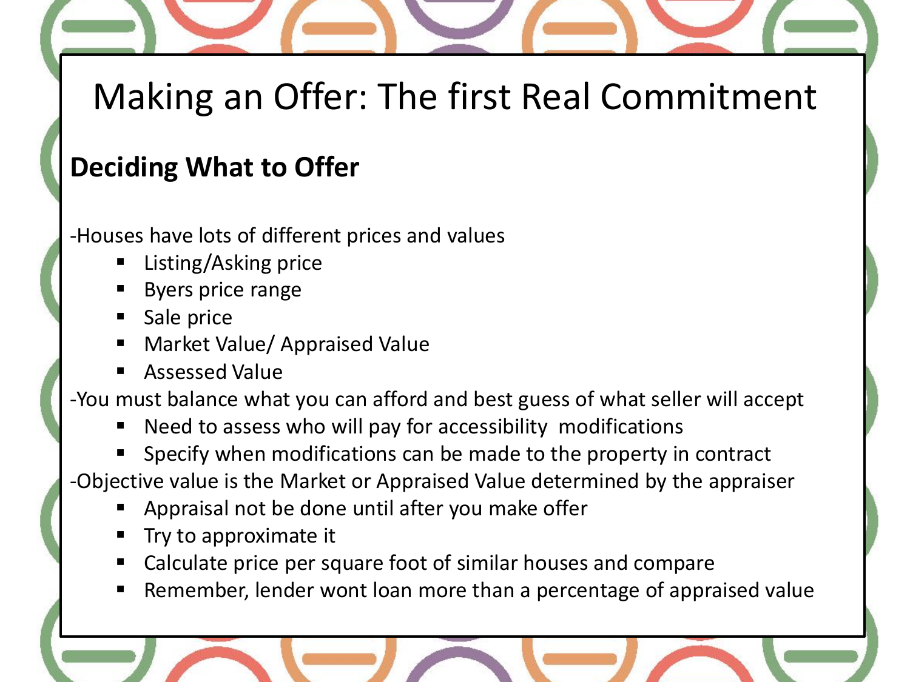# Making an Offer: The first Real Commitment

## Deciding What to Offer

-Houses have lots of different prices and values

- Listing/Asking price
- Byers price range
- Sale price
- Market Value/ Appraised Value
- Assessed Value

-You must balance what you can afford and best guess of what seller will accept

- Need to assess who will pay for accessibility modifications
- Specify when modifications can be made to the property in contract

-Objective value is the Market or Appraised Value determined by the appraiser

- Appraisal not be done until after you make offer
- Try to approximate it
- Calculate price per square foot of similar houses and compare
- Remember, lender wont loan more than a percentage of appraised value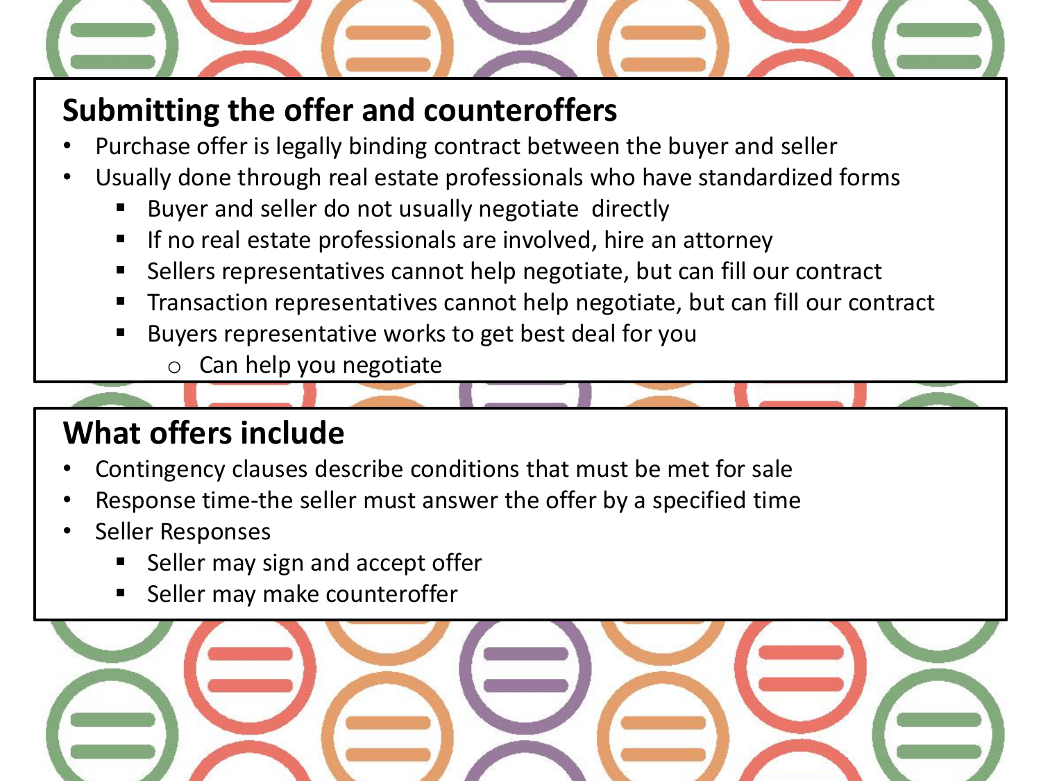## Submitting the offer and counteroffers

- Purchase offer is legally binding contract between the buyer and seller
- Usually done through real estate professionals who have standardized forms
  - Buyer and seller do not usually negotiate  directly
  - If no real estate professionals are involved, hire an attorney
  - Sellers representatives cannot help negotiate, but can fill our contract
  - Transaction representatives cannot help negotiate, but can fill our contract
  - Buyers representative works to get best deal for you
    - Can help you negotiate

## What offers include

- Contingency clauses describe conditions that must be met for sale
- Response time-the seller must answer the offer by a specified time
- Seller Responses
  - Seller may sign and accept offer
  - Seller may make counteroffer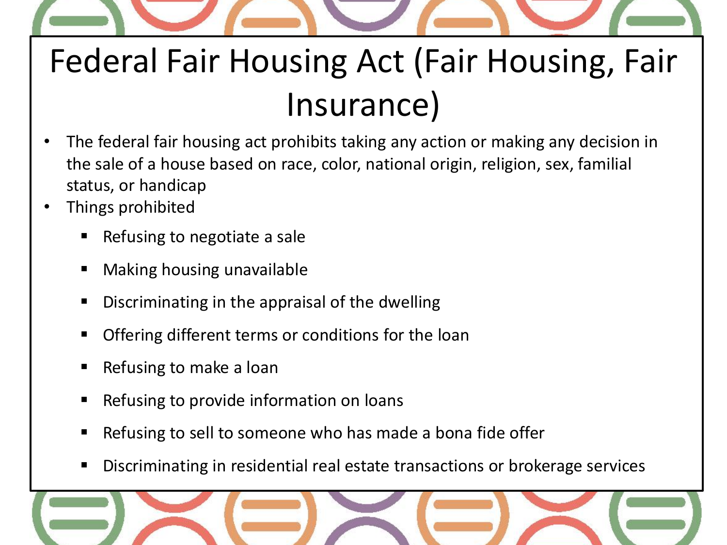# Federal Fair Housing Act (Fair Housing, Fair Insurance)

- The federal fair housing act prohibits taking any action or making any decision in the sale of a house based on race, color, national origin, religion, sex, familial status, or handicap
- Things prohibited
  - Refusing to negotiate a sale
  - Making housing unavailable
  - Discriminating in the appraisal of the dwelling
  - Offering different terms or conditions for the loan
  - Refusing to make a loan
  - Refusing to provide information on loans
  - Refusing to sell to someone who has made a bona fide offer
  - Discriminating in residential real estate transactions or brokerage services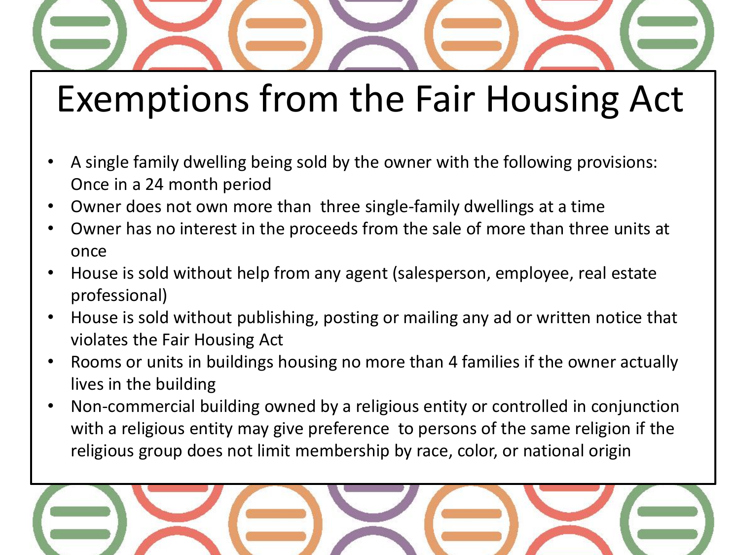# Exemptions from the Fair Housing Act

- A single family dwelling being sold by the owner with the following provisions: Once in a 24 month period
- Owner does not own more than three single-family dwellings at a time
- Owner has no interest in the proceeds from the sale of more than three units at once
- House is sold without help from any agent (salesperson, employee, real estate professional)
- House is sold without publishing, posting or mailing any ad or written notice that violates the Fair Housing Act
- Rooms or units in buildings housing no more than 4 families if the owner actually lives in the building
- Non-commercial building owned by a religious entity or controlled in conjunction with a religious entity may give preference to persons of the same religion if the religious group does not limit membership by race, color, or national origin